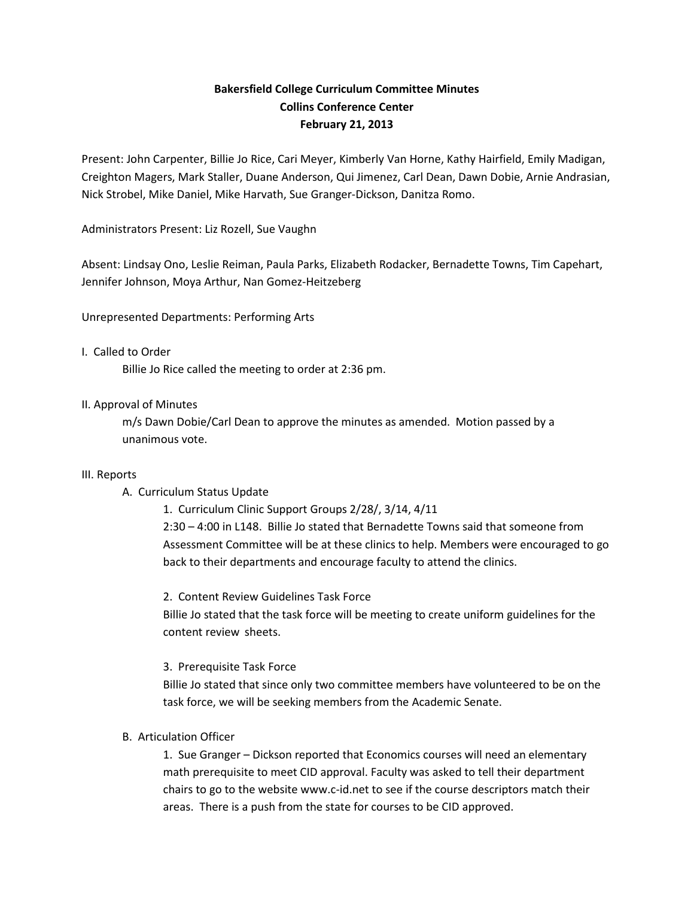**Bakersfield College Curriculum Committee Minutes**
**Collins Conference Center**
**February 21, 2013**

Present: John Carpenter, Billie Jo Rice, Cari Meyer, Kimberly Van Horne, Kathy Hairfield, Emily Madigan, Creighton Magers, Mark Staller, Duane Anderson, Qui Jimenez, Carl Dean, Dawn Dobie, Arnie Andrasian, Nick Strobel, Mike Daniel, Mike Harvath, Sue Granger-Dickson, Danitza Romo.

Administrators Present: Liz Rozell, Sue Vaughn

Absent: Lindsay Ono, Leslie Reiman, Paula Parks, Elizabeth Rodacker, Bernadette Towns, Tim Capehart, Jennifer Johnson, Moya Arthur, Nan Gomez-Heitzeberg

Unrepresented Departments: Performing Arts

I. Called to Order

Billie Jo Rice called the meeting to order at 2:36 pm.

II. Approval of Minutes

m/s Dawn Dobie/Carl Dean to approve the minutes as amended. Motion passed by a unanimous vote.

III. Reports

A. Curriculum Status Update

1. Curriculum Clinic Support Groups 2/28/, 3/14, 4/11

2:30 – 4:00 in L148. Billie Jo stated that Bernadette Towns said that someone from Assessment Committee will be at these clinics to help. Members were encouraged to go back to their departments and encourage faculty to attend the clinics.

2. Content Review Guidelines Task Force

Billie Jo stated that the task force will be meeting to create uniform guidelines for the content review sheets.

3. Prerequisite Task Force

Billie Jo stated that since only two committee members have volunteered to be on the task force, we will be seeking members from the Academic Senate.

B. Articulation Officer

1. Sue Granger – Dickson reported that Economics courses will need an elementary math prerequisite to meet CID approval. Faculty was asked to tell their department chairs to go to the website www.c-id.net to see if the course descriptors match their areas. There is a push from the state for courses to be CID approved.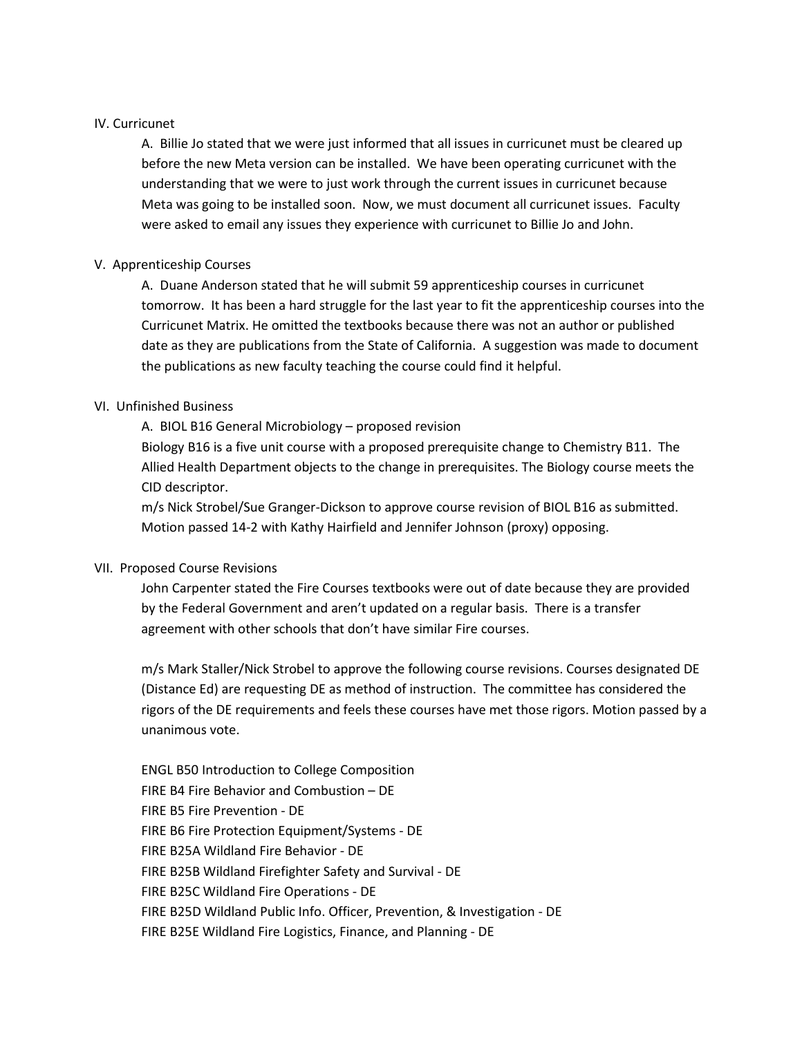## IV. Curricunet

A. Billie Jo stated that we were just informed that all issues in curricunet must be cleared up before the new Meta version can be installed. We have been operating curricunet with the understanding that we were to just work through the current issues in curricunet because Meta was going to be installed soon. Now, we must document all curricunet issues. Faculty were asked to email any issues they experience with curricunet to Billie Jo and John.

## V. Apprenticeship Courses

A. Duane Anderson stated that he will submit 59 apprenticeship courses in curricunet tomorrow. It has been a hard struggle for the last year to fit the apprenticeship courses into the Curricunet Matrix. He omitted the textbooks because there was not an author or published date as they are publications from the State of California. A suggestion was made to document the publications as new faculty teaching the course could find it helpful.

## VI. Unfinished Business

A. BIOL B16 General Microbiology – proposed revision

Biology B16 is a five unit course with a proposed prerequisite change to Chemistry B11. The Allied Health Department objects to the change in prerequisites. The Biology course meets the CID descriptor.

m/s Nick Strobel/Sue Granger-Dickson to approve course revision of BIOL B16 as submitted. Motion passed 14-2 with Kathy Hairfield and Jennifer Johnson (proxy) opposing.

## VII. Proposed Course Revisions

John Carpenter stated the Fire Courses textbooks were out of date because they are provided by the Federal Government and aren't updated on a regular basis. There is a transfer agreement with other schools that don't have similar Fire courses.

m/s Mark Staller/Nick Strobel to approve the following course revisions. Courses designated DE (Distance Ed) are requesting DE as method of instruction. The committee has considered the rigors of the DE requirements and feels these courses have met those rigors. Motion passed by a unanimous vote.

ENGL B50 Introduction to College Composition
FIRE B4 Fire Behavior and Combustion – DE
FIRE B5 Fire Prevention - DE
FIRE B6 Fire Protection Equipment/Systems - DE
FIRE B25A Wildland Fire Behavior - DE
FIRE B25B Wildland Firefighter Safety and Survival - DE
FIRE B25C Wildland Fire Operations - DE
FIRE B25D Wildland Public Info. Officer, Prevention, & Investigation - DE
FIRE B25E Wildland Fire Logistics, Finance, and Planning - DE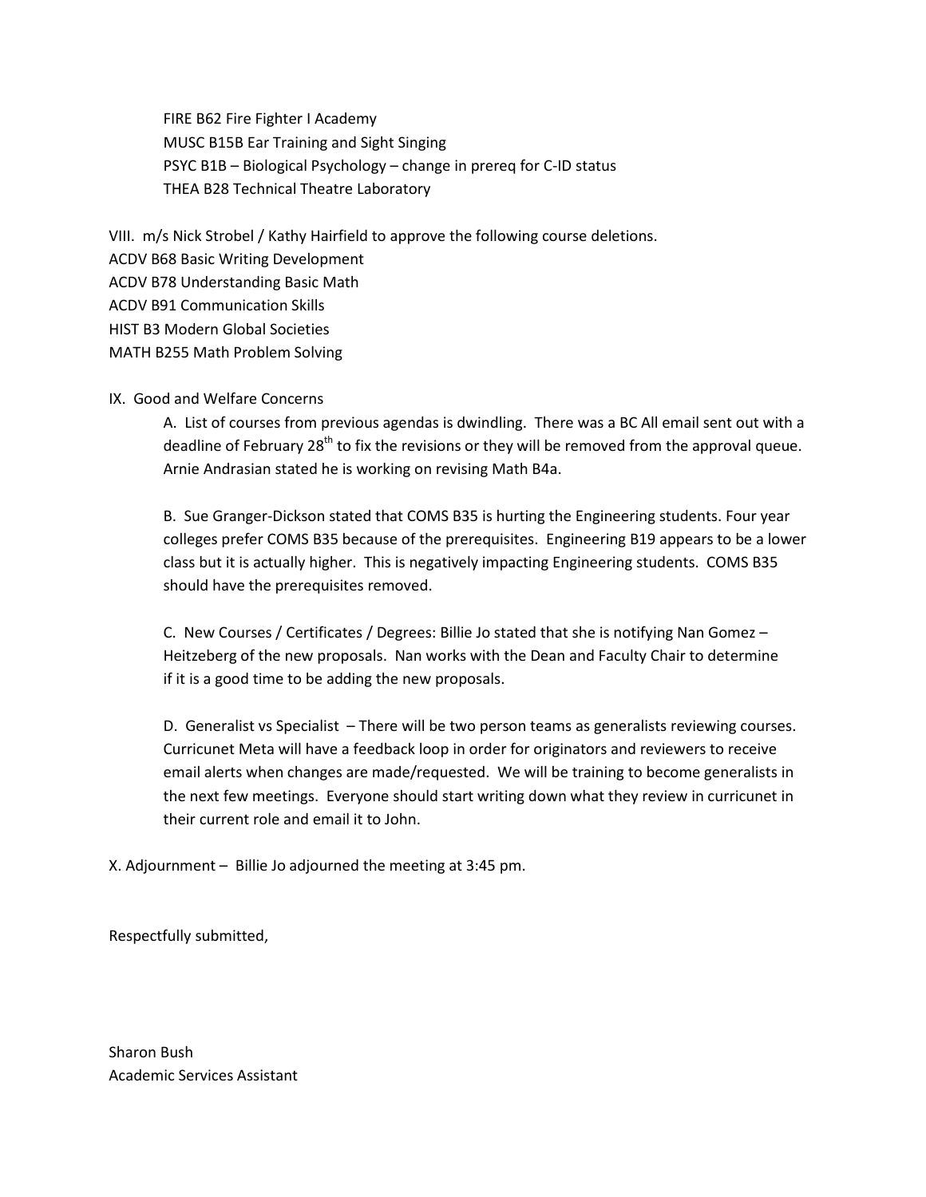FIRE B62 Fire Fighter I Academy
MUSC B15B Ear Training and Sight Singing
PSYC B1B – Biological Psychology – change in prereq for C-ID status
THEA B28 Technical Theatre Laboratory

VIII. m/s Nick Strobel / Kathy Hairfield to approve the following course deletions.
ACDV B68 Basic Writing Development
ACDV B78 Understanding Basic Math
ACDV B91 Communication Skills
HIST B3 Modern Global Societies
MATH B255 Math Problem Solving

IX. Good and Welfare Concerns

A. List of courses from previous agendas is dwindling. There was a BC All email sent out with a deadline of February 28th to fix the revisions or they will be removed from the approval queue. Arnie Andrasian stated he is working on revising Math B4a.

B. Sue Granger-Dickson stated that COMS B35 is hurting the Engineering students. Four year colleges prefer COMS B35 because of the prerequisites. Engineering B19 appears to be a lower class but it is actually higher. This is negatively impacting Engineering students. COMS B35 should have the prerequisites removed.

C. New Courses / Certificates / Degrees: Billie Jo stated that she is notifying Nan Gomez – Heitzeberg of the new proposals. Nan works with the Dean and Faculty Chair to determine if it is a good time to be adding the new proposals.

D. Generalist vs Specialist – There will be two person teams as generalists reviewing courses. Curricunet Meta will have a feedback loop in order for originators and reviewers to receive email alerts when changes are made/requested. We will be training to become generalists in the next few meetings. Everyone should start writing down what they review in curricunet in their current role and email it to John.

X. Adjournment – Billie Jo adjourned the meeting at 3:45 pm.

Respectfully submitted,

Sharon Bush
Academic Services Assistant